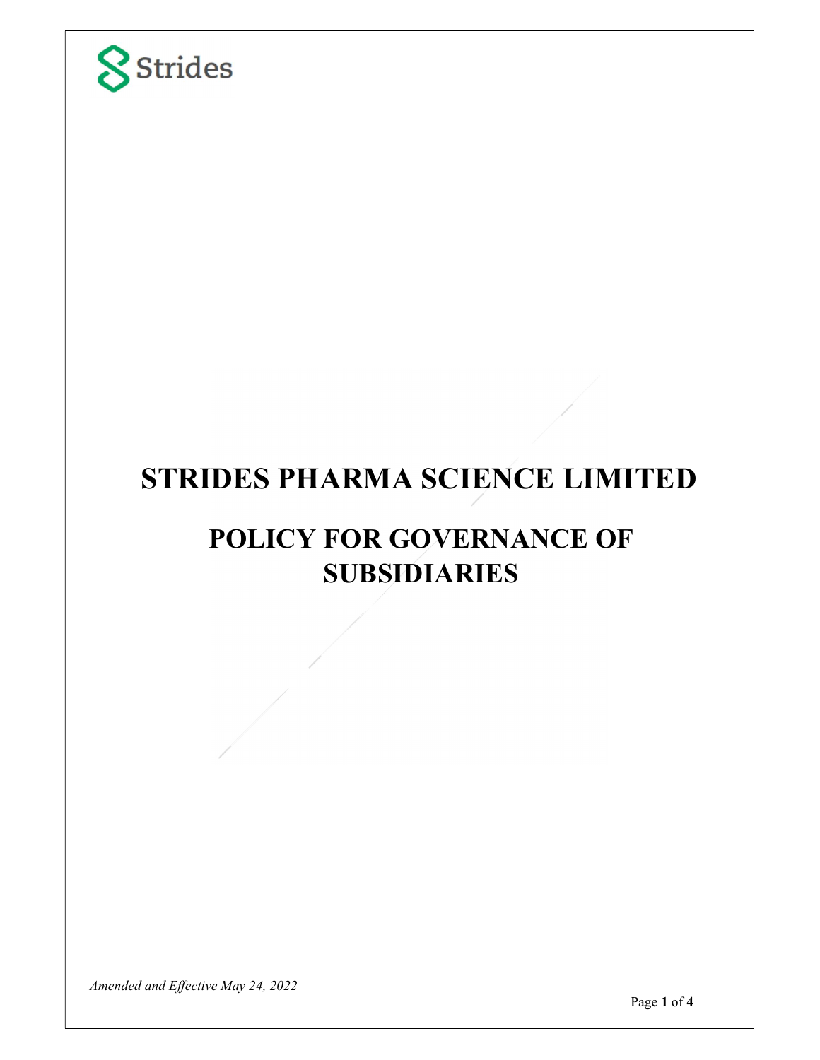Strides

# STRIDES PHARMA SCIENCE LIMITED

# POLICY FOR GOVERNANCE OF SUBSIDIARIES

*Amended and Effective May 24, 2022*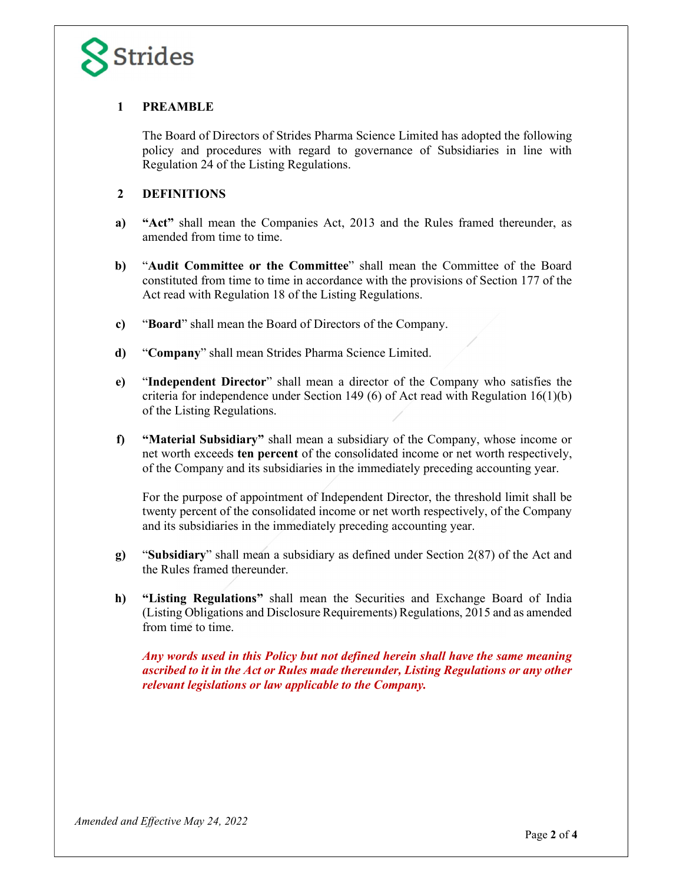## 1 PREAMBLE

The Board of Directors of Strides Pharma Science Limited has adopted the following policy and procedures with regard to governance of Subsidiaries in line with Regulation 24 of the Listing Regulations.

## 2 DEFINITIONS

**a)** **"Act"** shall mean the Companies Act, 2013 and the Rules framed thereunder, as amended from time to time.

**b)** "**Audit Committee or the Committee**" shall mean the Committee of the Board constituted from time to time in accordance with the provisions of Section 177 of the Act read with Regulation 18 of the Listing Regulations.

**c)** "**Board**" shall mean the Board of Directors of the Company.

**d)** "**Company**" shall mean Strides Pharma Science Limited.

**e)** "**Independent Director**" shall mean a director of the Company who satisfies the criteria for independence under Section 149 (6) of Act read with Regulation 16(1)(b) of the Listing Regulations.

**f)** **"Material Subsidiary"** shall mean a subsidiary of the Company, whose income or net worth exceeds **ten percent** of the consolidated income or net worth respectively, of the Company and its subsidiaries in the immediately preceding accounting year.

For the purpose of appointment of Independent Director, the threshold limit shall be twenty percent of the consolidated income or net worth respectively, of the Company and its subsidiaries in the immediately preceding accounting year.

**g)** "**Subsidiary**" shall mean a subsidiary as defined under Section 2(87) of the Act and the Rules framed thereunder.

**h)** **"Listing Regulations"** shall mean the Securities and Exchange Board of India (Listing Obligations and Disclosure Requirements) Regulations, 2015 and as amended from time to time.

***Any words used in this Policy but not defined herein shall have the same meaning ascribed to it in the Act or Rules made thereunder, Listing Regulations or any other relevant legislations or law applicable to the Company.***

*Amended and Effective May 24, 2022*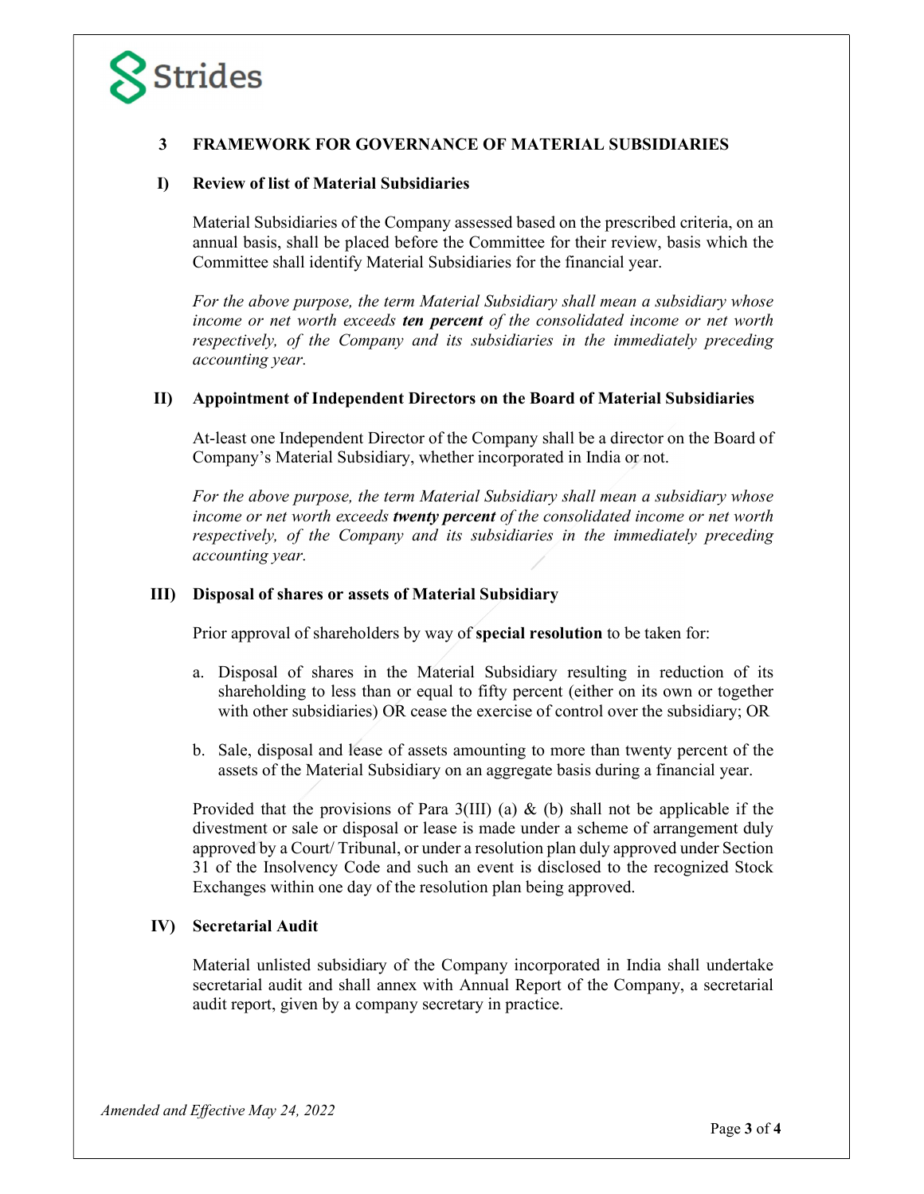## 3 FRAMEWORK FOR GOVERNANCE OF MATERIAL SUBSIDIARIES

### I) Review of list of Material Subsidiaries

Material Subsidiaries of the Company assessed based on the prescribed criteria, on an annual basis, shall be placed before the Committee for their review, basis which the Committee shall identify Material Subsidiaries for the financial year.

*For the above purpose, the term Material Subsidiary shall mean a subsidiary whose income or net worth exceeds **ten percent** of the consolidated income or net worth respectively, of the Company and its subsidiaries in the immediately preceding accounting year.*

### II) Appointment of Independent Directors on the Board of Material Subsidiaries

At-least one Independent Director of the Company shall be a director on the Board of Company's Material Subsidiary, whether incorporated in India or not.

*For the above purpose, the term Material Subsidiary shall mean a subsidiary whose income or net worth exceeds **twenty percent** of the consolidated income or net worth respectively, of the Company and its subsidiaries in the immediately preceding accounting year.*

### III) Disposal of shares or assets of Material Subsidiary

Prior approval of shareholders by way of **special resolution** to be taken for:

a. Disposal of shares in the Material Subsidiary resulting in reduction of its shareholding to less than or equal to fifty percent (either on its own or together with other subsidiaries) OR cease the exercise of control over the subsidiary; OR

b. Sale, disposal and lease of assets amounting to more than twenty percent of the assets of the Material Subsidiary on an aggregate basis during a financial year.

Provided that the provisions of Para 3(III) (a) & (b) shall not be applicable if the divestment or sale or disposal or lease is made under a scheme of arrangement duly approved by a Court/ Tribunal, or under a resolution plan duly approved under Section 31 of the Insolvency Code and such an event is disclosed to the recognized Stock Exchanges within one day of the resolution plan being approved.

### IV) Secretarial Audit

Material unlisted subsidiary of the Company incorporated in India shall undertake secretarial audit and shall annex with Annual Report of the Company, a secretarial audit report, given by a company secretary in practice.

*Amended and Effective May 24, 2022*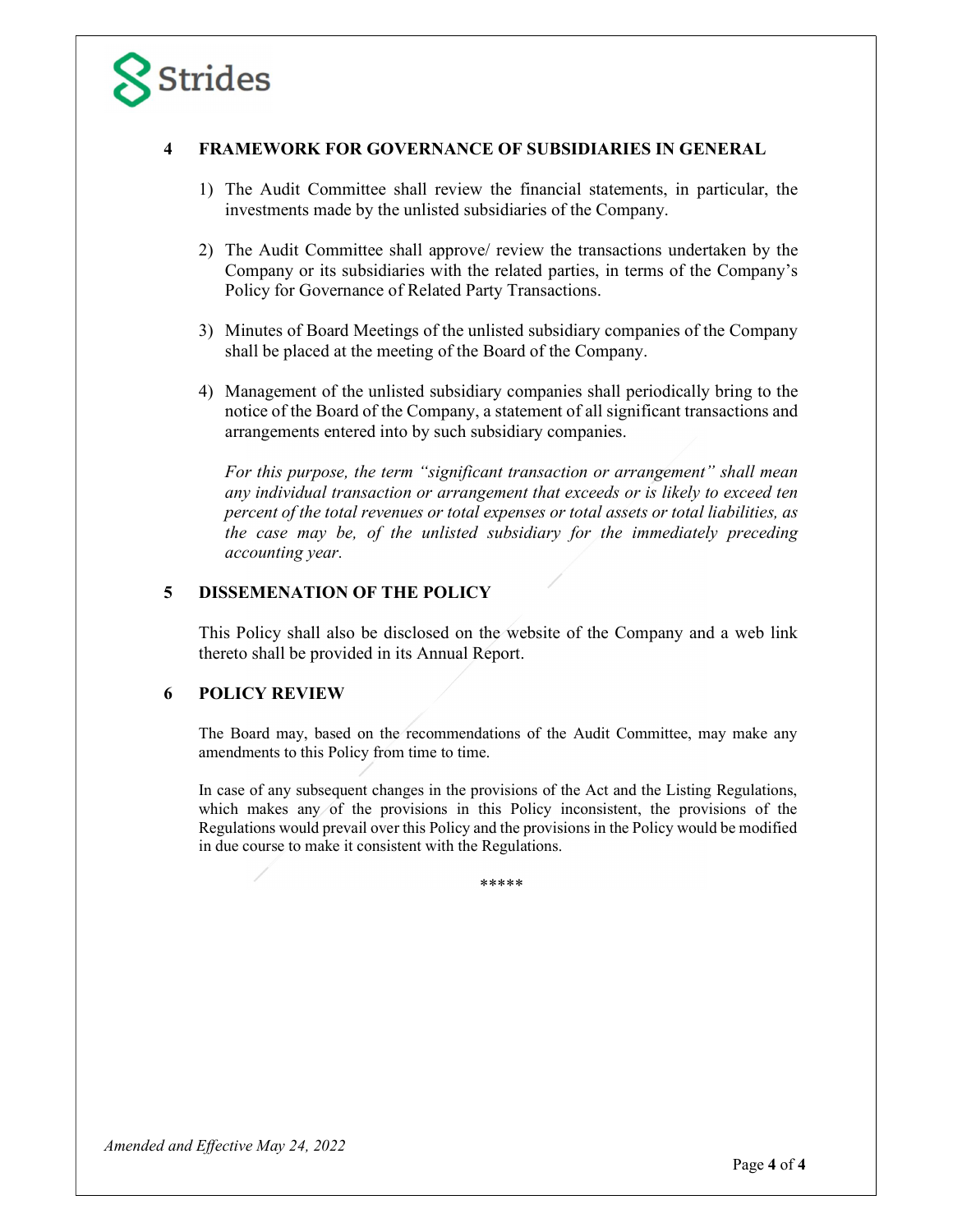## 4 FRAMEWORK FOR GOVERNANCE OF SUBSIDIARIES IN GENERAL

1) The Audit Committee shall review the financial statements, in particular, the investments made by the unlisted subsidiaries of the Company.

2) The Audit Committee shall approve/ review the transactions undertaken by the Company or its subsidiaries with the related parties, in terms of the Company's Policy for Governance of Related Party Transactions.

3) Minutes of Board Meetings of the unlisted subsidiary companies of the Company shall be placed at the meeting of the Board of the Company.

4) Management of the unlisted subsidiary companies shall periodically bring to the notice of the Board of the Company, a statement of all significant transactions and arrangements entered into by such subsidiary companies.

   *For this purpose, the term "significant transaction or arrangement" shall mean any individual transaction or arrangement that exceeds or is likely to exceed ten percent of the total revenues or total expenses or total assets or total liabilities, as the case may be, of the unlisted subsidiary for the immediately preceding accounting year.*

## 5 DISSEMENATION OF THE POLICY

This Policy shall also be disclosed on the website of the Company and a web link thereto shall be provided in its Annual Report.

## 6 POLICY REVIEW

The Board may, based on the recommendations of the Audit Committee, may make any amendments to this Policy from time to time.

In case of any subsequent changes in the provisions of the Act and the Listing Regulations, which makes any of the provisions in this Policy inconsistent, the provisions of the Regulations would prevail over this Policy and the provisions in the Policy would be modified in due course to make it consistent with the Regulations.

*****

*Amended and Effective May 24, 2022*